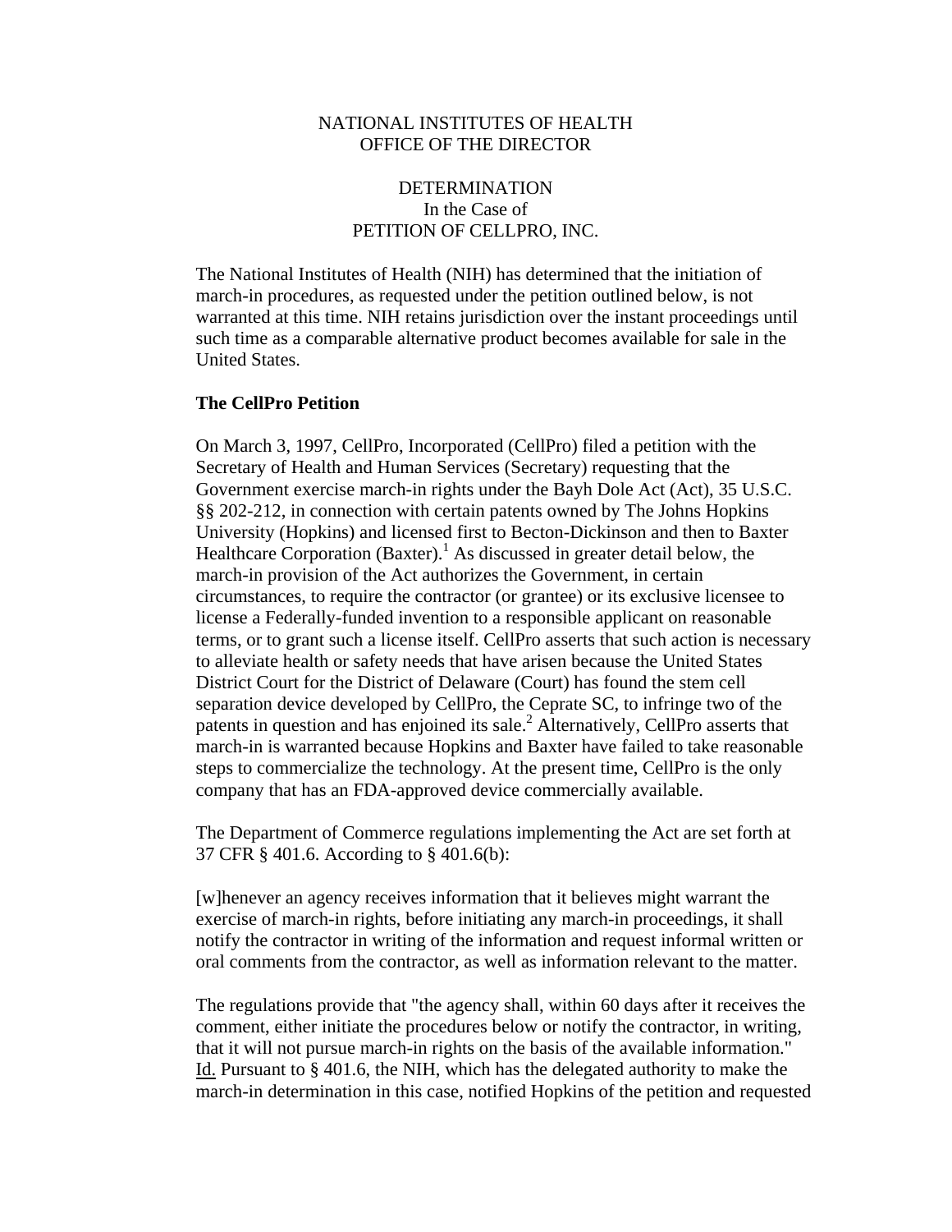NATIONAL INSTITUTES OF HEALTH
OFFICE OF THE DIRECTOR

DETERMINATION
In the Case of
PETITION OF CELLPRO, INC.

The National Institutes of Health (NIH) has determined that the initiation of march-in procedures, as requested under the petition outlined below, is not warranted at this time. NIH retains jurisdiction over the instant proceedings until such time as a comparable alternative product becomes available for sale in the United States.

**The CellPro Petition**

On March 3, 1997, CellPro, Incorporated (CellPro) filed a petition with the Secretary of Health and Human Services (Secretary) requesting that the Government exercise march-in rights under the Bayh Dole Act (Act), 35 U.S.C. §§ 202-212, in connection with certain patents owned by The Johns Hopkins University (Hopkins) and licensed first to Becton-Dickinson and then to Baxter Healthcare Corporation (Baxter).[1] As discussed in greater detail below, the march-in provision of the Act authorizes the Government, in certain circumstances, to require the contractor (or grantee) or its exclusive licensee to license a Federally-funded invention to a responsible applicant on reasonable terms, or to grant such a license itself. CellPro asserts that such action is necessary to alleviate health or safety needs that have arisen because the United States District Court for the District of Delaware (Court) has found the stem cell separation device developed by CellPro, the Ceprate SC, to infringe two of the patents in question and has enjoined its sale.[2] Alternatively, CellPro asserts that march-in is warranted because Hopkins and Baxter have failed to take reasonable steps to commercialize the technology. At the present time, CellPro is the only company that has an FDA-approved device commercially available.

The Department of Commerce regulations implementing the Act are set forth at 37 CFR § 401.6. According to § 401.6(b):

[w]henever an agency receives information that it believes might warrant the exercise of march-in rights, before initiating any march-in proceedings, it shall notify the contractor in writing of the information and request informal written or oral comments from the contractor, as well as information relevant to the matter.

The regulations provide that "the agency shall, within 60 days after it receives the comment, either initiate the procedures below or notify the contractor, in writing, that it will not pursue march-in rights on the basis of the available information." Id. Pursuant to § 401.6, the NIH, which has the delegated authority to make the march-in determination in this case, notified Hopkins of the petition and requested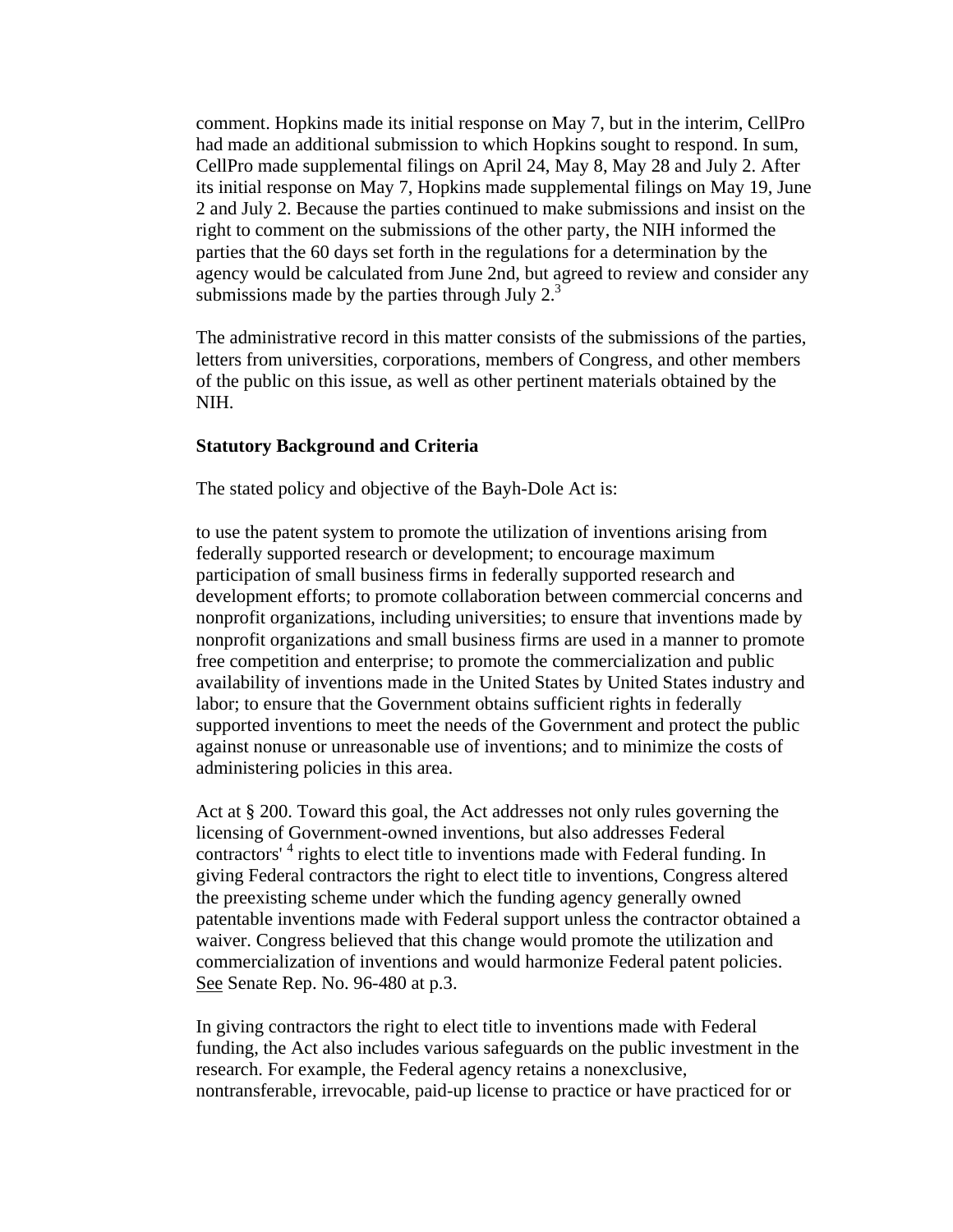comment. Hopkins made its initial response on May 7, but in the interim, CellPro had made an additional submission to which Hopkins sought to respond. In sum, CellPro made supplemental filings on April 24, May 8, May 28 and July 2. After its initial response on May 7, Hopkins made supplemental filings on May 19, June 2 and July 2. Because the parties continued to make submissions and insist on the right to comment on the submissions of the other party, the NIH informed the parties that the 60 days set forth in the regulations for a determination by the agency would be calculated from June 2nd, but agreed to review and consider any submissions made by the parties through July 2.[3]

The administrative record in this matter consists of the submissions of the parties, letters from universities, corporations, members of Congress, and other members of the public on this issue, as well as other pertinent materials obtained by the NIH.

**Statutory Background and Criteria**

The stated policy and objective of the Bayh-Dole Act is:

to use the patent system to promote the utilization of inventions arising from federally supported research or development; to encourage maximum participation of small business firms in federally supported research and development efforts; to promote collaboration between commercial concerns and nonprofit organizations, including universities; to ensure that inventions made by nonprofit organizations and small business firms are used in a manner to promote free competition and enterprise; to promote the commercialization and public availability of inventions made in the United States by United States industry and labor; to ensure that the Government obtains sufficient rights in federally supported inventions to meet the needs of the Government and protect the public against nonuse or unreasonable use of inventions; and to minimize the costs of administering policies in this area.

Act at § 200. Toward this goal, the Act addresses not only rules governing the licensing of Government-owned inventions, but also addresses Federal contractors'[4] rights to elect title to inventions made with Federal funding. In giving Federal contractors the right to elect title to inventions, Congress altered the preexisting scheme under which the funding agency generally owned patentable inventions made with Federal support unless the contractor obtained a waiver. Congress believed that this change would promote the utilization and commercialization of inventions and would harmonize Federal patent policies. See Senate Rep. No. 96-480 at p.3.

In giving contractors the right to elect title to inventions made with Federal funding, the Act also includes various safeguards on the public investment in the research. For example, the Federal agency retains a nonexclusive, nontransferable, irrevocable, paid-up license to practice or have practiced for or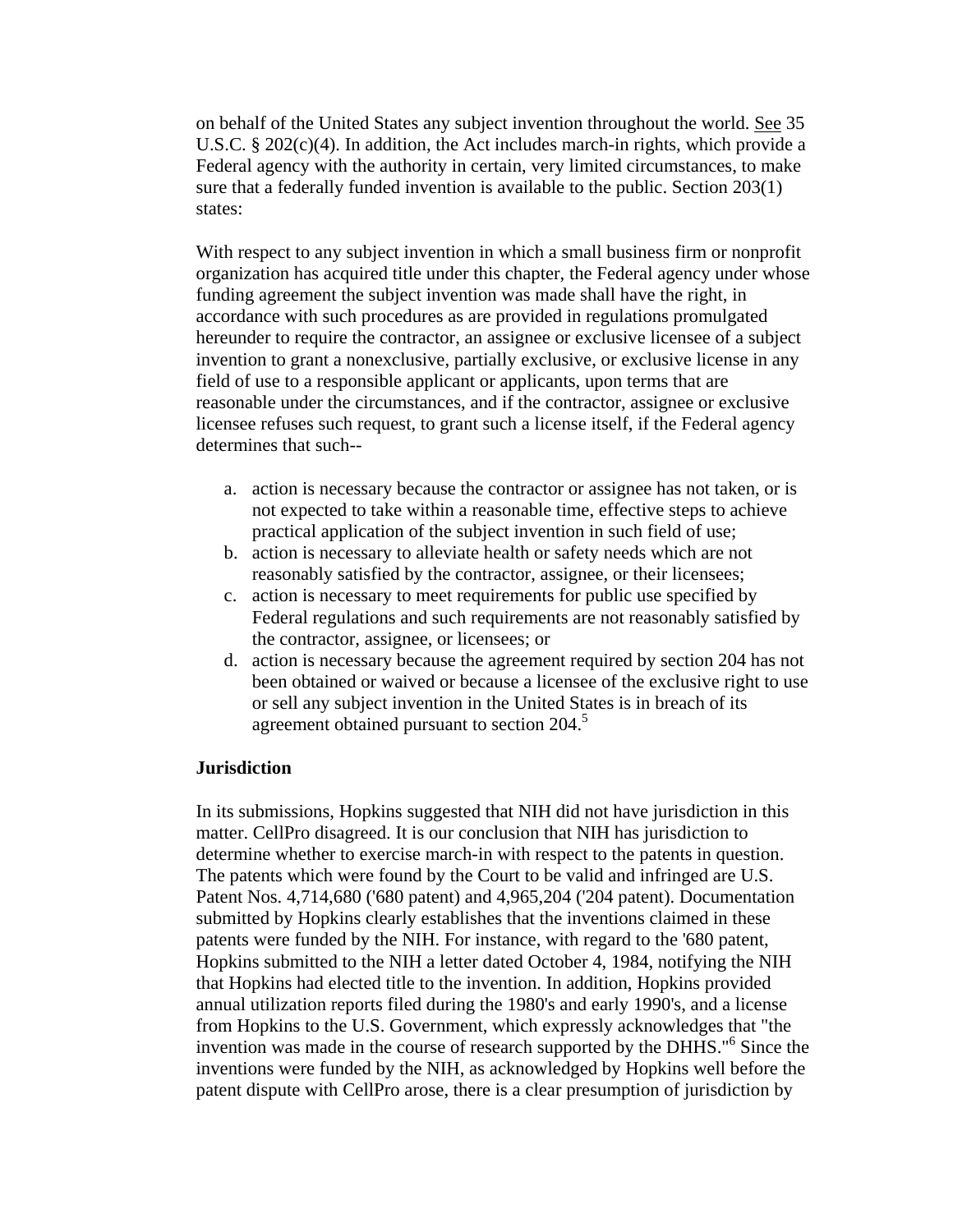on behalf of the United States any subject invention throughout the world. See 35 U.S.C. § 202(c)(4). In addition, the Act includes march-in rights, which provide a Federal agency with the authority in certain, very limited circumstances, to make sure that a federally funded invention is available to the public. Section 203(1) states:

With respect to any subject invention in which a small business firm or nonprofit organization has acquired title under this chapter, the Federal agency under whose funding agreement the subject invention was made shall have the right, in accordance with such procedures as are provided in regulations promulgated hereunder to require the contractor, an assignee or exclusive licensee of a subject invention to grant a nonexclusive, partially exclusive, or exclusive license in any field of use to a responsible applicant or applicants, upon terms that are reasonable under the circumstances, and if the contractor, assignee or exclusive licensee refuses such request, to grant such a license itself, if the Federal agency determines that such--

a. action is necessary because the contractor or assignee has not taken, or is not expected to take within a reasonable time, effective steps to achieve practical application of the subject invention in such field of use;
b. action is necessary to alleviate health or safety needs which are not reasonably satisfied by the contractor, assignee, or their licensees;
c. action is necessary to meet requirements for public use specified by Federal regulations and such requirements are not reasonably satisfied by the contractor, assignee, or licensees; or
d. action is necessary because the agreement required by section 204 has not been obtained or waived or because a licensee of the exclusive right to use or sell any subject invention in the United States is in breach of its agreement obtained pursuant to section 204.[5]

**Jurisdiction**

In its submissions, Hopkins suggested that NIH did not have jurisdiction in this matter. CellPro disagreed. It is our conclusion that NIH has jurisdiction to determine whether to exercise march-in with respect to the patents in question. The patents which were found by the Court to be valid and infringed are U.S. Patent Nos. 4,714,680 ('680 patent) and 4,965,204 ('204 patent). Documentation submitted by Hopkins clearly establishes that the inventions claimed in these patents were funded by the NIH. For instance, with regard to the '680 patent, Hopkins submitted to the NIH a letter dated October 4, 1984, notifying the NIH that Hopkins had elected title to the invention. In addition, Hopkins provided annual utilization reports filed during the 1980's and early 1990's, and a license from Hopkins to the U.S. Government, which expressly acknowledges that "the invention was made in the course of research supported by the DHHS."[6] Since the inventions were funded by the NIH, as acknowledged by Hopkins well before the patent dispute with CellPro arose, there is a clear presumption of jurisdiction by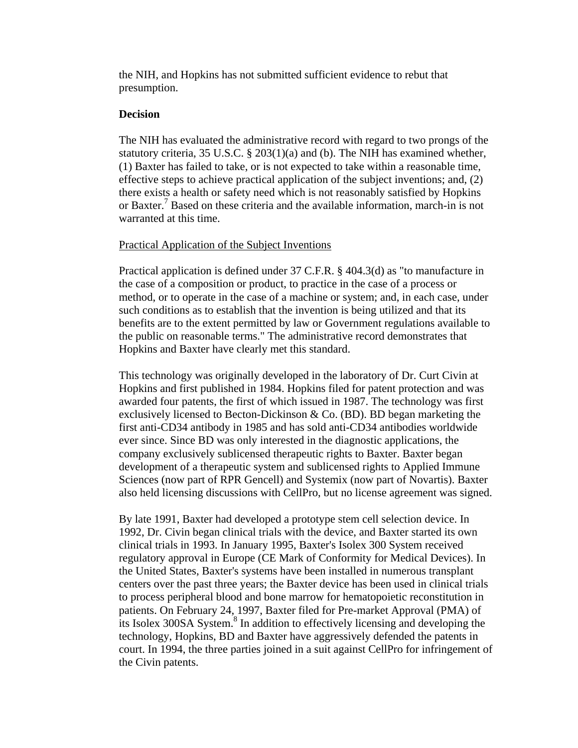the NIH, and Hopkins has not submitted sufficient evidence to rebut that presumption.

**Decision**

The NIH has evaluated the administrative record with regard to two prongs of the statutory criteria, 35 U.S.C. § 203(1)(a) and (b). The NIH has examined whether, (1) Baxter has failed to take, or is not expected to take within a reasonable time, effective steps to achieve practical application of the subject inventions; and, (2) there exists a health or safety need which is not reasonably satisfied by Hopkins or Baxter.[7] Based on these criteria and the available information, march-in is not warranted at this time.

<u>Practical Application of the Subject Inventions</u>

Practical application is defined under 37 C.F.R. § 404.3(d) as "to manufacture in the case of a composition or product, to practice in the case of a process or method, or to operate in the case of a machine or system; and, in each case, under such conditions as to establish that the invention is being utilized and that its benefits are to the extent permitted by law or Government regulations available to the public on reasonable terms." The administrative record demonstrates that Hopkins and Baxter have clearly met this standard.

This technology was originally developed in the laboratory of Dr. Curt Civin at Hopkins and first published in 1984. Hopkins filed for patent protection and was awarded four patents, the first of which issued in 1987. The technology was first exclusively licensed to Becton-Dickinson & Co. (BD). BD began marketing the first anti-CD34 antibody in 1985 and has sold anti-CD34 antibodies worldwide ever since. Since BD was only interested in the diagnostic applications, the company exclusively sublicensed therapeutic rights to Baxter. Baxter began development of a therapeutic system and sublicensed rights to Applied Immune Sciences (now part of RPR Gencell) and Systemix (now part of Novartis). Baxter also held licensing discussions with CellPro, but no license agreement was signed.

By late 1991, Baxter had developed a prototype stem cell selection device. In 1992, Dr. Civin began clinical trials with the device, and Baxter started its own clinical trials in 1993. In January 1995, Baxter's Isolex 300 System received regulatory approval in Europe (CE Mark of Conformity for Medical Devices). In the United States, Baxter's systems have been installed in numerous transplant centers over the past three years; the Baxter device has been used in clinical trials to process peripheral blood and bone marrow for hematopoietic reconstitution in patients. On February 24, 1997, Baxter filed for Pre-market Approval (PMA) of its Isolex 300SA System.[8] In addition to effectively licensing and developing the technology, Hopkins, BD and Baxter have aggressively defended the patents in court. In 1994, the three parties joined in a suit against CellPro for infringement of the Civin patents.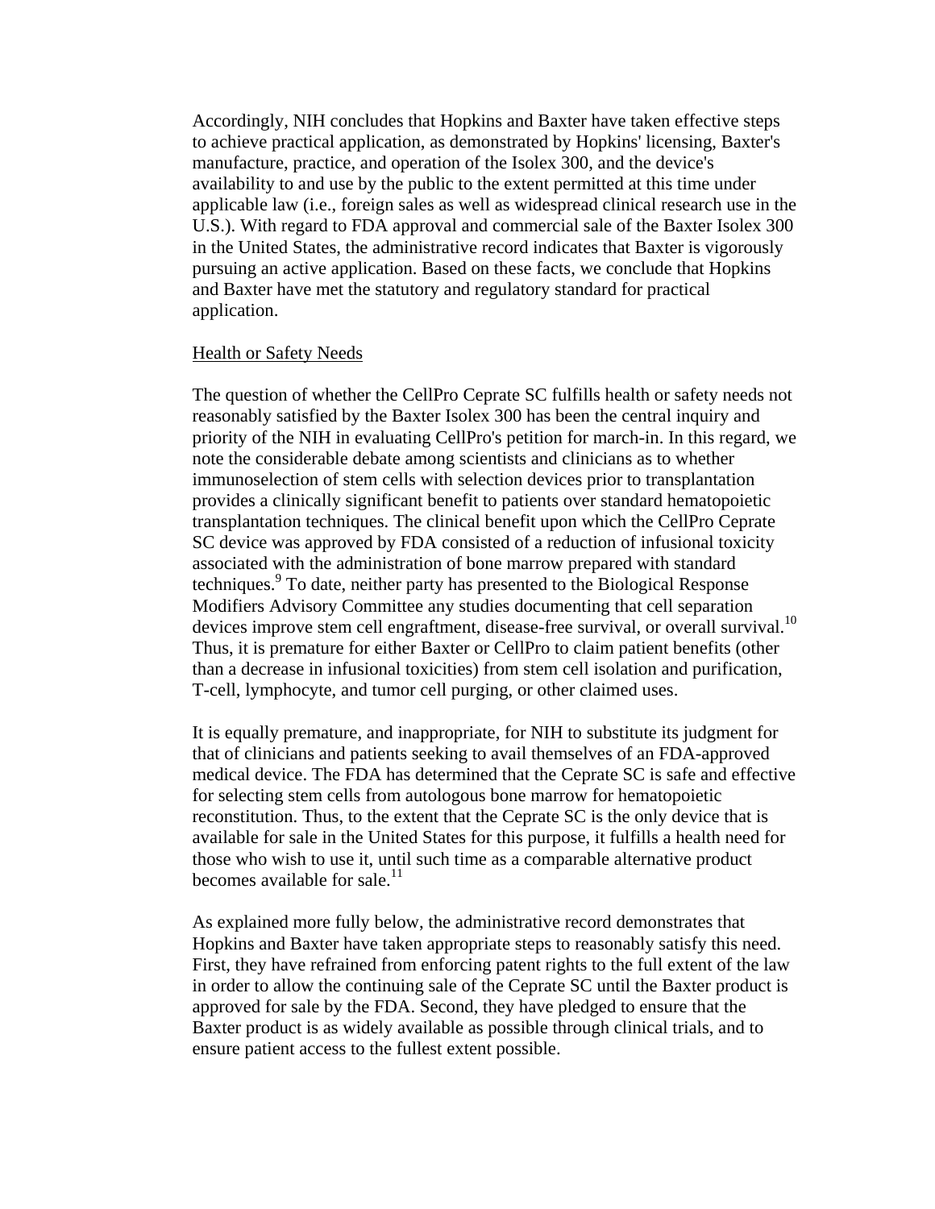Accordingly, NIH concludes that Hopkins and Baxter have taken effective steps to achieve practical application, as demonstrated by Hopkins' licensing, Baxter's manufacture, practice, and operation of the Isolex 300, and the device's availability to and use by the public to the extent permitted at this time under applicable law (i.e., foreign sales as well as widespread clinical research use in the U.S.). With regard to FDA approval and commercial sale of the Baxter Isolex 300 in the United States, the administrative record indicates that Baxter is vigorously pursuing an active application. Based on these facts, we conclude that Hopkins and Baxter have met the statutory and regulatory standard for practical application.

<u>Health or Safety Needs</u>

The question of whether the CellPro Ceprate SC fulfills health or safety needs not reasonably satisfied by the Baxter Isolex 300 has been the central inquiry and priority of the NIH in evaluating CellPro's petition for march-in. In this regard, we note the considerable debate among scientists and clinicians as to whether immunoselection of stem cells with selection devices prior to transplantation provides a clinically significant benefit to patients over standard hematopoietic transplantation techniques. The clinical benefit upon which the CellPro Ceprate SC device was approved by FDA consisted of a reduction of infusional toxicity associated with the administration of bone marrow prepared with standard techniques.[9] To date, neither party has presented to the Biological Response Modifiers Advisory Committee any studies documenting that cell separation devices improve stem cell engraftment, disease-free survival, or overall survival.[10] Thus, it is premature for either Baxter or CellPro to claim patient benefits (other than a decrease in infusional toxicities) from stem cell isolation and purification, T-cell, lymphocyte, and tumor cell purging, or other claimed uses.

It is equally premature, and inappropriate, for NIH to substitute its judgment for that of clinicians and patients seeking to avail themselves of an FDA-approved medical device. The FDA has determined that the Ceprate SC is safe and effective for selecting stem cells from autologous bone marrow for hematopoietic reconstitution. Thus, to the extent that the Ceprate SC is the only device that is available for sale in the United States for this purpose, it fulfills a health need for those who wish to use it, until such time as a comparable alternative product becomes available for sale.[11]

As explained more fully below, the administrative record demonstrates that Hopkins and Baxter have taken appropriate steps to reasonably satisfy this need. First, they have refrained from enforcing patent rights to the full extent of the law in order to allow the continuing sale of the Ceprate SC until the Baxter product is approved for sale by the FDA. Second, they have pledged to ensure that the Baxter product is as widely available as possible through clinical trials, and to ensure patient access to the fullest extent possible.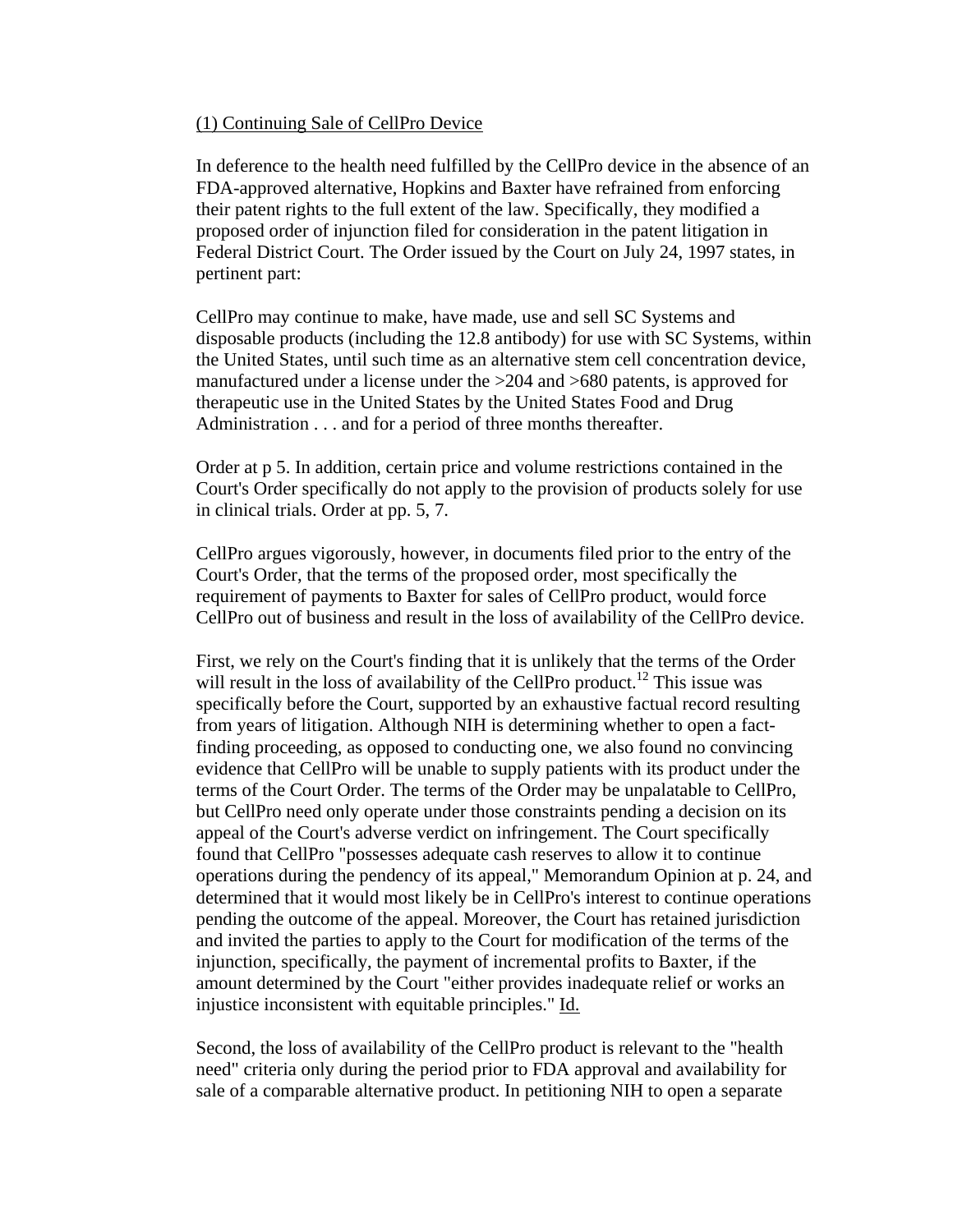(1) Continuing Sale of CellPro Device

In deference to the health need fulfilled by the CellPro device in the absence of an FDA-approved alternative, Hopkins and Baxter have refrained from enforcing their patent rights to the full extent of the law. Specifically, they modified a proposed order of injunction filed for consideration in the patent litigation in Federal District Court. The Order issued by the Court on July 24, 1997 states, in pertinent part:

CellPro may continue to make, have made, use and sell SC Systems and disposable products (including the 12.8 antibody) for use with SC Systems, within the United States, until such time as an alternative stem cell concentration device, manufactured under a license under the >204 and >680 patents, is approved for therapeutic use in the United States by the United States Food and Drug Administration . . . and for a period of three months thereafter.

Order at p 5. In addition, certain price and volume restrictions contained in the Court's Order specifically do not apply to the provision of products solely for use in clinical trials. Order at pp. 5, 7.

CellPro argues vigorously, however, in documents filed prior to the entry of the Court's Order, that the terms of the proposed order, most specifically the requirement of payments to Baxter for sales of CellPro product, would force CellPro out of business and result in the loss of availability of the CellPro device.

First, we rely on the Court's finding that it is unlikely that the terms of the Order will result in the loss of availability of the CellPro product.[12] This issue was specifically before the Court, supported by an exhaustive factual record resulting from years of litigation. Although NIH is determining whether to open a fact-finding proceeding, as opposed to conducting one, we also found no convincing evidence that CellPro will be unable to supply patients with its product under the terms of the Court Order. The terms of the Order may be unpalatable to CellPro, but CellPro need only operate under those constraints pending a decision on its appeal of the Court's adverse verdict on infringement. The Court specifically found that CellPro "possesses adequate cash reserves to allow it to continue operations during the pendency of its appeal," Memorandum Opinion at p. 24, and determined that it would most likely be in CellPro's interest to continue operations pending the outcome of the appeal. Moreover, the Court has retained jurisdiction and invited the parties to apply to the Court for modification of the terms of the injunction, specifically, the payment of incremental profits to Baxter, if the amount determined by the Court "either provides inadequate relief or works an injustice inconsistent with equitable principles." Id.

Second, the loss of availability of the CellPro product is relevant to the "health need" criteria only during the period prior to FDA approval and availability for sale of a comparable alternative product. In petitioning NIH to open a separate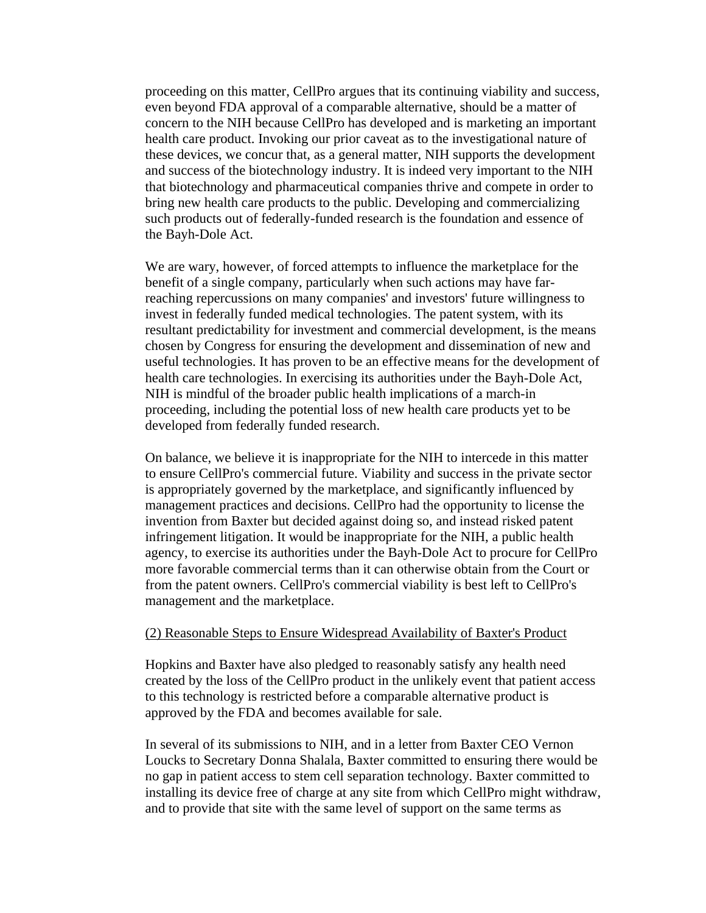proceeding on this matter, CellPro argues that its continuing viability and success, even beyond FDA approval of a comparable alternative, should be a matter of concern to the NIH because CellPro has developed and is marketing an important health care product. Invoking our prior caveat as to the investigational nature of these devices, we concur that, as a general matter, NIH supports the development and success of the biotechnology industry. It is indeed very important to the NIH that biotechnology and pharmaceutical companies thrive and compete in order to bring new health care products to the public. Developing and commercializing such products out of federally-funded research is the foundation and essence of the Bayh-Dole Act.

We are wary, however, of forced attempts to influence the marketplace for the benefit of a single company, particularly when such actions may have far-reaching repercussions on many companies' and investors' future willingness to invest in federally funded medical technologies. The patent system, with its resultant predictability for investment and commercial development, is the means chosen by Congress for ensuring the development and dissemination of new and useful technologies. It has proven to be an effective means for the development of health care technologies. In exercising its authorities under the Bayh-Dole Act, NIH is mindful of the broader public health implications of a march-in proceeding, including the potential loss of new health care products yet to be developed from federally funded research.

On balance, we believe it is inappropriate for the NIH to intercede in this matter to ensure CellPro's commercial future. Viability and success in the private sector is appropriately governed by the marketplace, and significantly influenced by management practices and decisions. CellPro had the opportunity to license the invention from Baxter but decided against doing so, and instead risked patent infringement litigation. It would be inappropriate for the NIH, a public health agency, to exercise its authorities under the Bayh-Dole Act to procure for CellPro more favorable commercial terms than it can otherwise obtain from the Court or from the patent owners. CellPro's commercial viability is best left to CellPro's management and the marketplace.

<u>(2) Reasonable Steps to Ensure Widespread Availability of Baxter's Product</u>

Hopkins and Baxter have also pledged to reasonably satisfy any health need created by the loss of the CellPro product in the unlikely event that patient access to this technology is restricted before a comparable alternative product is approved by the FDA and becomes available for sale.

In several of its submissions to NIH, and in a letter from Baxter CEO Vernon Loucks to Secretary Donna Shalala, Baxter committed to ensuring there would be no gap in patient access to stem cell separation technology. Baxter committed to installing its device free of charge at any site from which CellPro might withdraw, and to provide that site with the same level of support on the same terms as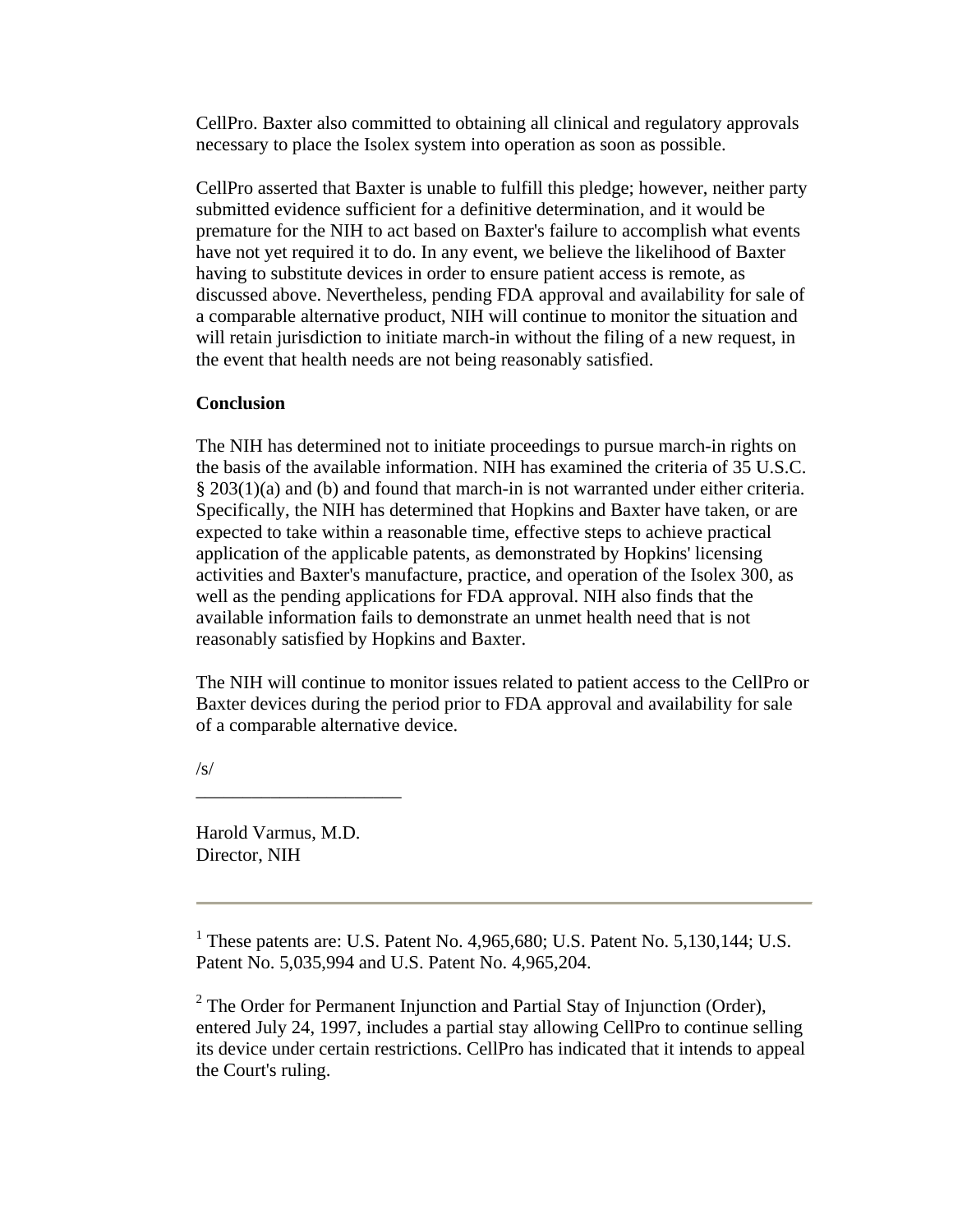CellPro. Baxter also committed to obtaining all clinical and regulatory approvals necessary to place the Isolex system into operation as soon as possible.

CellPro asserted that Baxter is unable to fulfill this pledge; however, neither party submitted evidence sufficient for a definitive determination, and it would be premature for the NIH to act based on Baxter's failure to accomplish what events have not yet required it to do. In any event, we believe the likelihood of Baxter having to substitute devices in order to ensure patient access is remote, as discussed above. Nevertheless, pending FDA approval and availability for sale of a comparable alternative product, NIH will continue to monitor the situation and will retain jurisdiction to initiate march-in without the filing of a new request, in the event that health needs are not being reasonably satisfied.

**Conclusion**

The NIH has determined not to initiate proceedings to pursue march-in rights on the basis of the available information. NIH has examined the criteria of 35 U.S.C. § 203(1)(a) and (b) and found that march-in is not warranted under either criteria. Specifically, the NIH has determined that Hopkins and Baxter have taken, or are expected to take within a reasonable time, effective steps to achieve practical application of the applicable patents, as demonstrated by Hopkins' licensing activities and Baxter's manufacture, practice, and operation of the Isolex 300, as well as the pending applications for FDA approval. NIH also finds that the available information fails to demonstrate an unmet health need that is not reasonably satisfied by Hopkins and Baxter.

The NIH will continue to monitor issues related to patient access to the CellPro or Baxter devices during the period prior to FDA approval and availability for sale of a comparable alternative device.

/s/

______________________

Harold Varmus, M.D.
Director, NIH

---

[1] These patents are: U.S. Patent No. 4,965,680; U.S. Patent No. 5,130,144; U.S. Patent No. 5,035,994 and U.S. Patent No. 4,965,204.

[2] The Order for Permanent Injunction and Partial Stay of Injunction (Order), entered July 24, 1997, includes a partial stay allowing CellPro to continue selling its device under certain restrictions. CellPro has indicated that it intends to appeal the Court's ruling.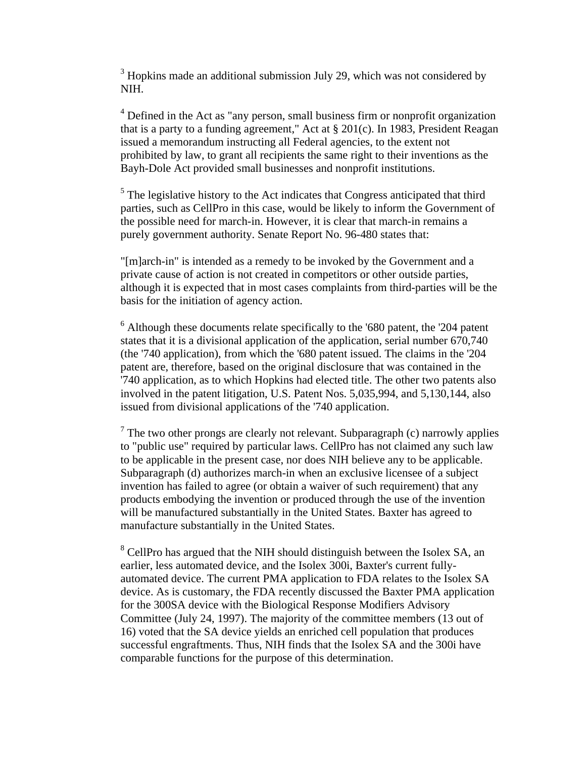[3] Hopkins made an additional submission July 29, which was not considered by NIH.

[4] Defined in the Act as "any person, small business firm or nonprofit organization that is a party to a funding agreement," Act at § 201(c). In 1983, President Reagan issued a memorandum instructing all Federal agencies, to the extent not prohibited by law, to grant all recipients the same right to their inventions as the Bayh-Dole Act provided small businesses and nonprofit institutions.

[5] The legislative history to the Act indicates that Congress anticipated that third parties, such as CellPro in this case, would be likely to inform the Government of the possible need for march-in. However, it is clear that march-in remains a purely government authority. Senate Report No. 96-480 states that:

"[m]arch-in" is intended as a remedy to be invoked by the Government and a private cause of action is not created in competitors or other outside parties, although it is expected that in most cases complaints from third-parties will be the basis for the initiation of agency action.

[6] Although these documents relate specifically to the '680 patent, the '204 patent states that it is a divisional application of the application, serial number 670,740 (the '740 application), from which the '680 patent issued. The claims in the '204 patent are, therefore, based on the original disclosure that was contained in the '740 application, as to which Hopkins had elected title. The other two patents also involved in the patent litigation, U.S. Patent Nos. 5,035,994, and 5,130,144, also issued from divisional applications of the '740 application.

[7] The two other prongs are clearly not relevant. Subparagraph (c) narrowly applies to "public use" required by particular laws. CellPro has not claimed any such law to be applicable in the present case, nor does NIH believe any to be applicable. Subparagraph (d) authorizes march-in when an exclusive licensee of a subject invention has failed to agree (or obtain a waiver of such requirement) that any products embodying the invention or produced through the use of the invention will be manufactured substantially in the United States. Baxter has agreed to manufacture substantially in the United States.

[8] CellPro has argued that the NIH should distinguish between the Isolex SA, an earlier, less automated device, and the Isolex 300i, Baxter's current fully-automated device. The current PMA application to FDA relates to the Isolex SA device. As is customary, the FDA recently discussed the Baxter PMA application for the 300SA device with the Biological Response Modifiers Advisory Committee (July 24, 1997). The majority of the committee members (13 out of 16) voted that the SA device yields an enriched cell population that produces successful engraftments. Thus, NIH finds that the Isolex SA and the 300i have comparable functions for the purpose of this determination.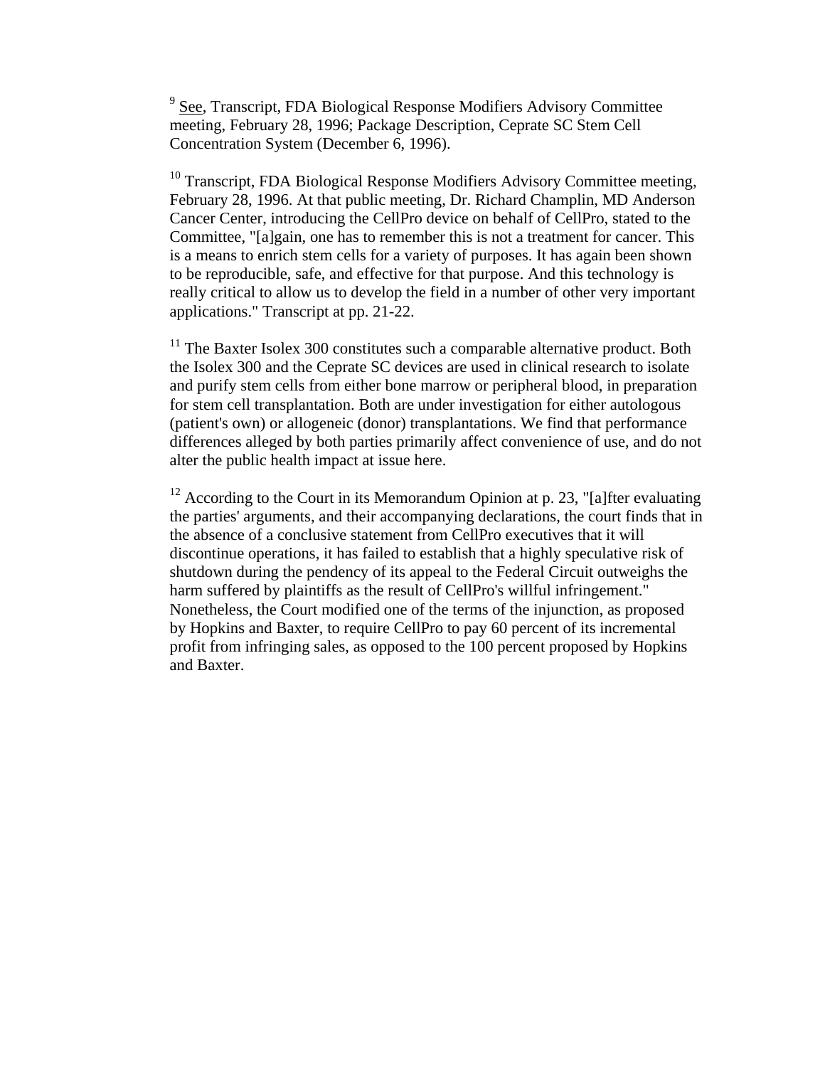[9] See, Transcript, FDA Biological Response Modifiers Advisory Committee meeting, February 28, 1996; Package Description, Ceprate SC Stem Cell Concentration System (December 6, 1996).

[10] Transcript, FDA Biological Response Modifiers Advisory Committee meeting, February 28, 1996. At that public meeting, Dr. Richard Champlin, MD Anderson Cancer Center, introducing the CellPro device on behalf of CellPro, stated to the Committee, "[a]gain, one has to remember this is not a treatment for cancer. This is a means to enrich stem cells for a variety of purposes. It has again been shown to be reproducible, safe, and effective for that purpose. And this technology is really critical to allow us to develop the field in a number of other very important applications." Transcript at pp. 21-22.

[11] The Baxter Isolex 300 constitutes such a comparable alternative product. Both the Isolex 300 and the Ceprate SC devices are used in clinical research to isolate and purify stem cells from either bone marrow or peripheral blood, in preparation for stem cell transplantation. Both are under investigation for either autologous (patient's own) or allogeneic (donor) transplantations. We find that performance differences alleged by both parties primarily affect convenience of use, and do not alter the public health impact at issue here.

[12] According to the Court in its Memorandum Opinion at p. 23, "[a]fter evaluating the parties' arguments, and their accompanying declarations, the court finds that in the absence of a conclusive statement from CellPro executives that it will discontinue operations, it has failed to establish that a highly speculative risk of shutdown during the pendency of its appeal to the Federal Circuit outweighs the harm suffered by plaintiffs as the result of CellPro's willful infringement." Nonetheless, the Court modified one of the terms of the injunction, as proposed by Hopkins and Baxter, to require CellPro to pay 60 percent of its incremental profit from infringing sales, as opposed to the 100 percent proposed by Hopkins and Baxter.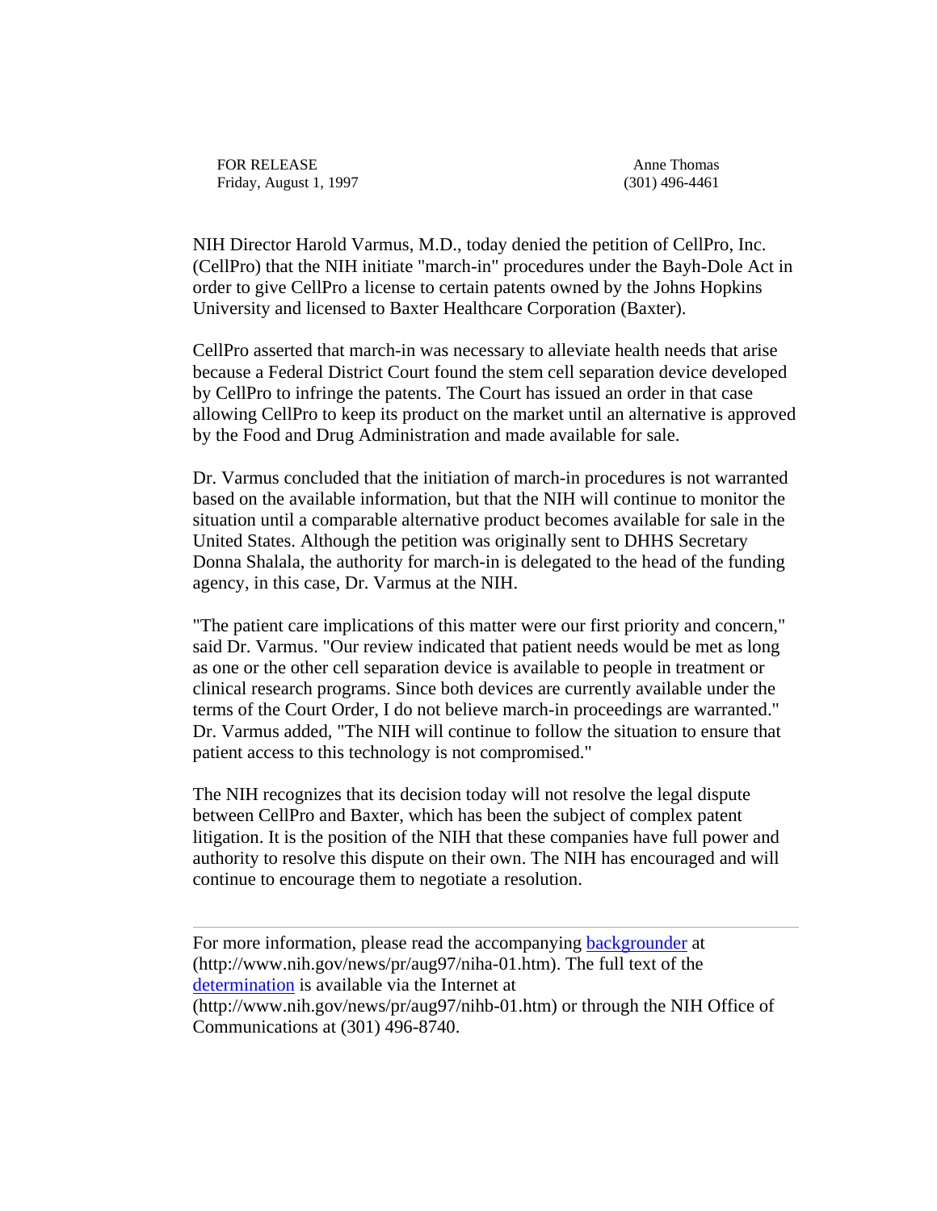FOR RELEASE
Friday, August 1, 1997

Anne Thomas
(301) 496-4461

NIH Director Harold Varmus, M.D., today denied the petition of CellPro, Inc. (CellPro) that the NIH initiate "march-in" procedures under the Bayh-Dole Act in order to give CellPro a license to certain patents owned by the Johns Hopkins University and licensed to Baxter Healthcare Corporation (Baxter).

CellPro asserted that march-in was necessary to alleviate health needs that arise because a Federal District Court found the stem cell separation device developed by CellPro to infringe the patents. The Court has issued an order in that case allowing CellPro to keep its product on the market until an alternative is approved by the Food and Drug Administration and made available for sale.

Dr. Varmus concluded that the initiation of march-in procedures is not warranted based on the available information, but that the NIH will continue to monitor the situation until a comparable alternative product becomes available for sale in the United States. Although the petition was originally sent to DHHS Secretary Donna Shalala, the authority for march-in is delegated to the head of the funding agency, in this case, Dr. Varmus at the NIH.

"The patient care implications of this matter were our first priority and concern," said Dr. Varmus. "Our review indicated that patient needs would be met as long as one or the other cell separation device is available to people in treatment or clinical research programs. Since both devices are currently available under the terms of the Court Order, I do not believe march-in proceedings are warranted." Dr. Varmus added, "The NIH will continue to follow the situation to ensure that patient access to this technology is not compromised."

The NIH recognizes that its decision today will not resolve the legal dispute between CellPro and Baxter, which has been the subject of complex patent litigation. It is the position of the NIH that these companies have full power and authority to resolve this dispute on their own. The NIH has encouraged and will continue to encourage them to negotiate a resolution.

---

For more information, please read the accompanying backgrounder at (http://www.nih.gov/news/pr/aug97/niha-01.htm). The full text of the determination is available via the Internet at (http://www.nih.gov/news/pr/aug97/nihb-01.htm) or through the NIH Office of Communications at (301) 496-8740.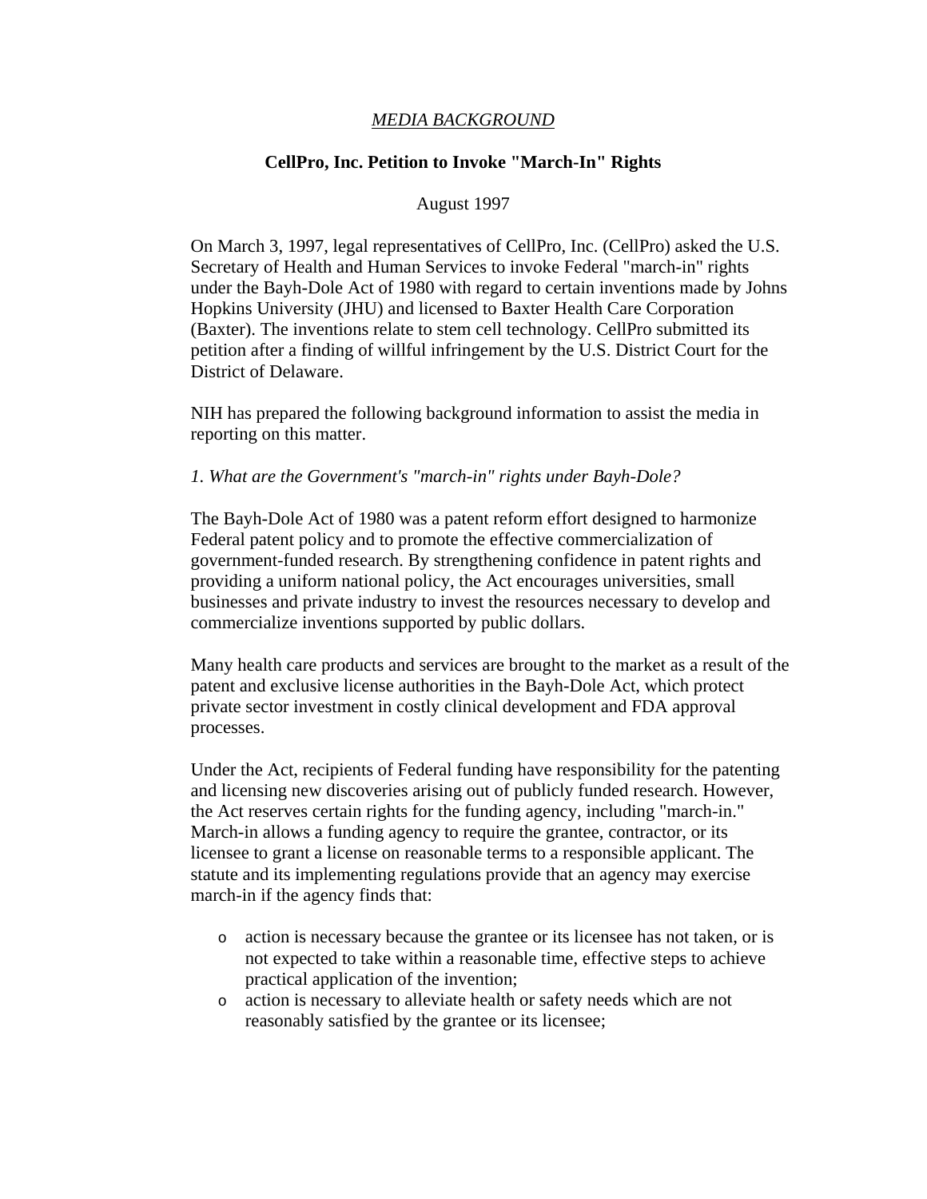*MEDIA BACKGROUND*

**CellPro, Inc. Petition to Invoke "March-In" Rights**

August 1997

On March 3, 1997, legal representatives of CellPro, Inc. (CellPro) asked the U.S. Secretary of Health and Human Services to invoke Federal "march-in" rights under the Bayh-Dole Act of 1980 with regard to certain inventions made by Johns Hopkins University (JHU) and licensed to Baxter Health Care Corporation (Baxter). The inventions relate to stem cell technology. CellPro submitted its petition after a finding of willful infringement by the U.S. District Court for the District of Delaware.

NIH has prepared the following background information to assist the media in reporting on this matter.

*1. What are the Government's "march-in" rights under Bayh-Dole?*

The Bayh-Dole Act of 1980 was a patent reform effort designed to harmonize Federal patent policy and to promote the effective commercialization of government-funded research. By strengthening confidence in patent rights and providing a uniform national policy, the Act encourages universities, small businesses and private industry to invest the resources necessary to develop and commercialize inventions supported by public dollars.

Many health care products and services are brought to the market as a result of the patent and exclusive license authorities in the Bayh-Dole Act, which protect private sector investment in costly clinical development and FDA approval processes.

Under the Act, recipients of Federal funding have responsibility for the patenting and licensing new discoveries arising out of publicly funded research. However, the Act reserves certain rights for the funding agency, including "march-in." March-in allows a funding agency to require the grantee, contractor, or its licensee to grant a license on reasonable terms to a responsible applicant. The statute and its implementing regulations provide that an agency may exercise march-in if the agency finds that:

- action is necessary because the grantee or its licensee has not taken, or is not expected to take within a reasonable time, effective steps to achieve practical application of the invention;
- action is necessary to alleviate health or safety needs which are not reasonably satisfied by the grantee or its licensee;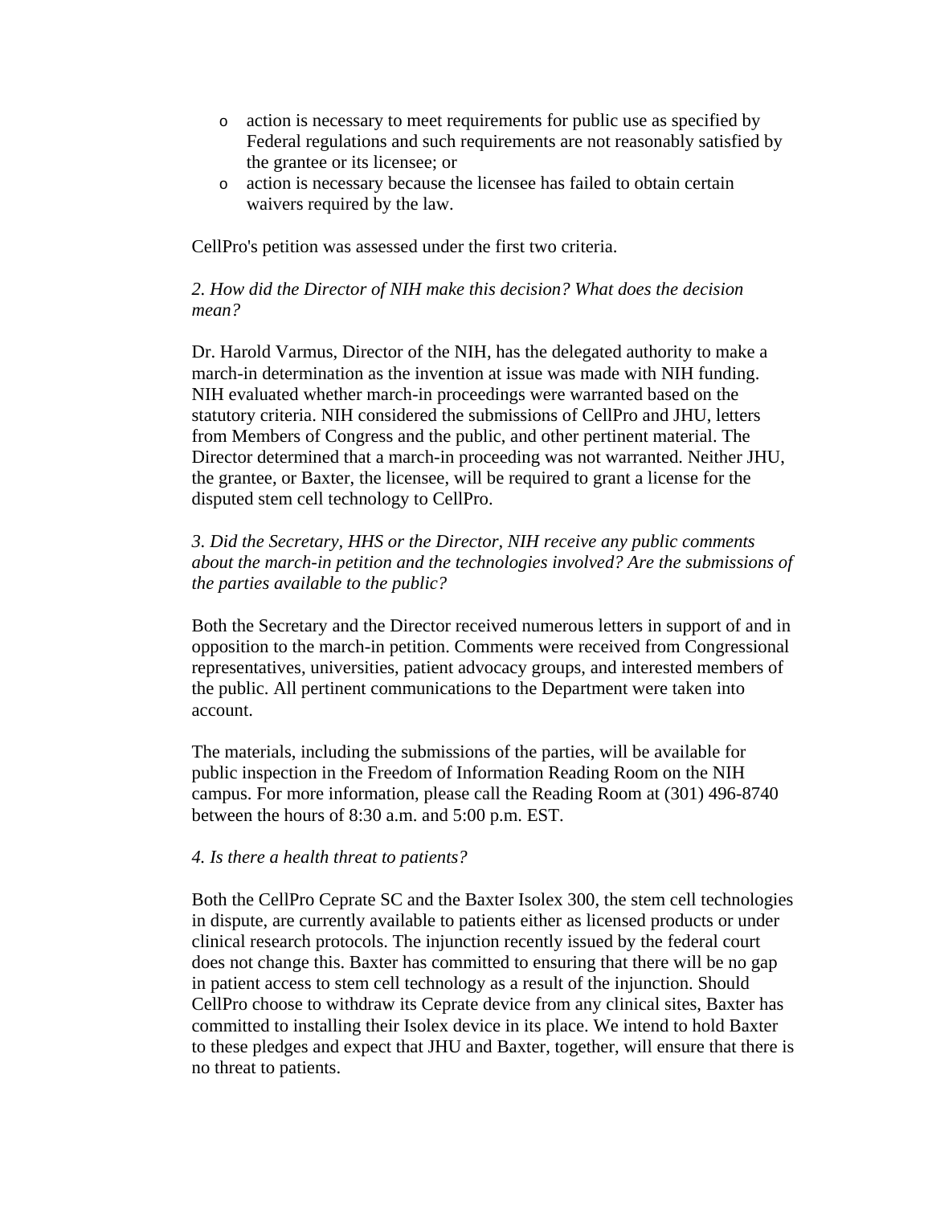- action is necessary to meet requirements for public use as specified by Federal regulations and such requirements are not reasonably satisfied by the grantee or its licensee; or
- action is necessary because the licensee has failed to obtain certain waivers required by the law.

CellPro's petition was assessed under the first two criteria.

*2. How did the Director of NIH make this decision? What does the decision mean?*

Dr. Harold Varmus, Director of the NIH, has the delegated authority to make a march-in determination as the invention at issue was made with NIH funding. NIH evaluated whether march-in proceedings were warranted based on the statutory criteria. NIH considered the submissions of CellPro and JHU, letters from Members of Congress and the public, and other pertinent material. The Director determined that a march-in proceeding was not warranted. Neither JHU, the grantee, or Baxter, the licensee, will be required to grant a license for the disputed stem cell technology to CellPro.

*3. Did the Secretary, HHS or the Director, NIH receive any public comments about the march-in petition and the technologies involved? Are the submissions of the parties available to the public?*

Both the Secretary and the Director received numerous letters in support of and in opposition to the march-in petition. Comments were received from Congressional representatives, universities, patient advocacy groups, and interested members of the public. All pertinent communications to the Department were taken into account.

The materials, including the submissions of the parties, will be available for public inspection in the Freedom of Information Reading Room on the NIH campus. For more information, please call the Reading Room at (301) 496-8740 between the hours of 8:30 a.m. and 5:00 p.m. EST.

*4. Is there a health threat to patients?*

Both the CellPro Ceprate SC and the Baxter Isolex 300, the stem cell technologies in dispute, are currently available to patients either as licensed products or under clinical research protocols. The injunction recently issued by the federal court does not change this. Baxter has committed to ensuring that there will be no gap in patient access to stem cell technology as a result of the injunction. Should CellPro choose to withdraw its Ceprate device from any clinical sites, Baxter has committed to installing their Isolex device in its place. We intend to hold Baxter to these pledges and expect that JHU and Baxter, together, will ensure that there is no threat to patients.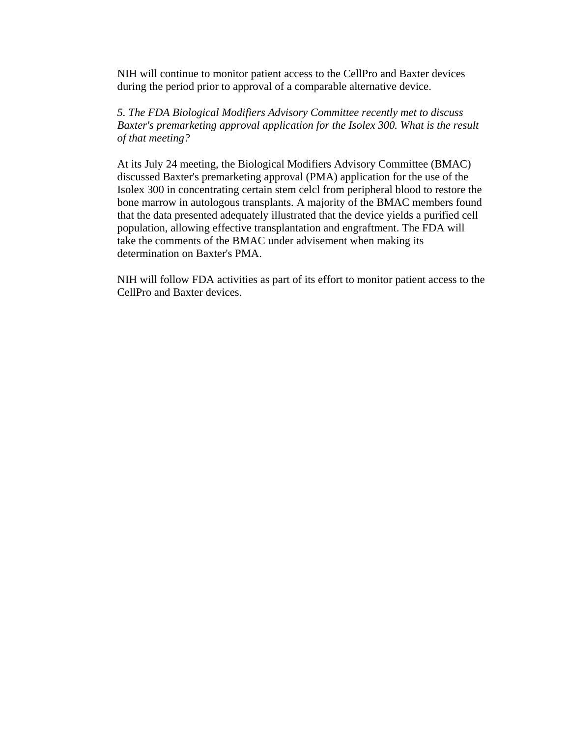NIH will continue to monitor patient access to the CellPro and Baxter devices during the period prior to approval of a comparable alternative device.

*5. The FDA Biological Modifiers Advisory Committee recently met to discuss Baxter's premarketing approval application for the Isolex 300. What is the result of that meeting?*

At its July 24 meeting, the Biological Modifiers Advisory Committee (BMAC) discussed Baxter's premarketing approval (PMA) application for the use of the Isolex 300 in concentrating certain stem celcl from peripheral blood to restore the bone marrow in autologous transplants. A majority of the BMAC members found that the data presented adequately illustrated that the device yields a purified cell population, allowing effective transplantation and engraftment. The FDA will take the comments of the BMAC under advisement when making its determination on Baxter's PMA.

NIH will follow FDA activities as part of its effort to monitor patient access to the CellPro and Baxter devices.